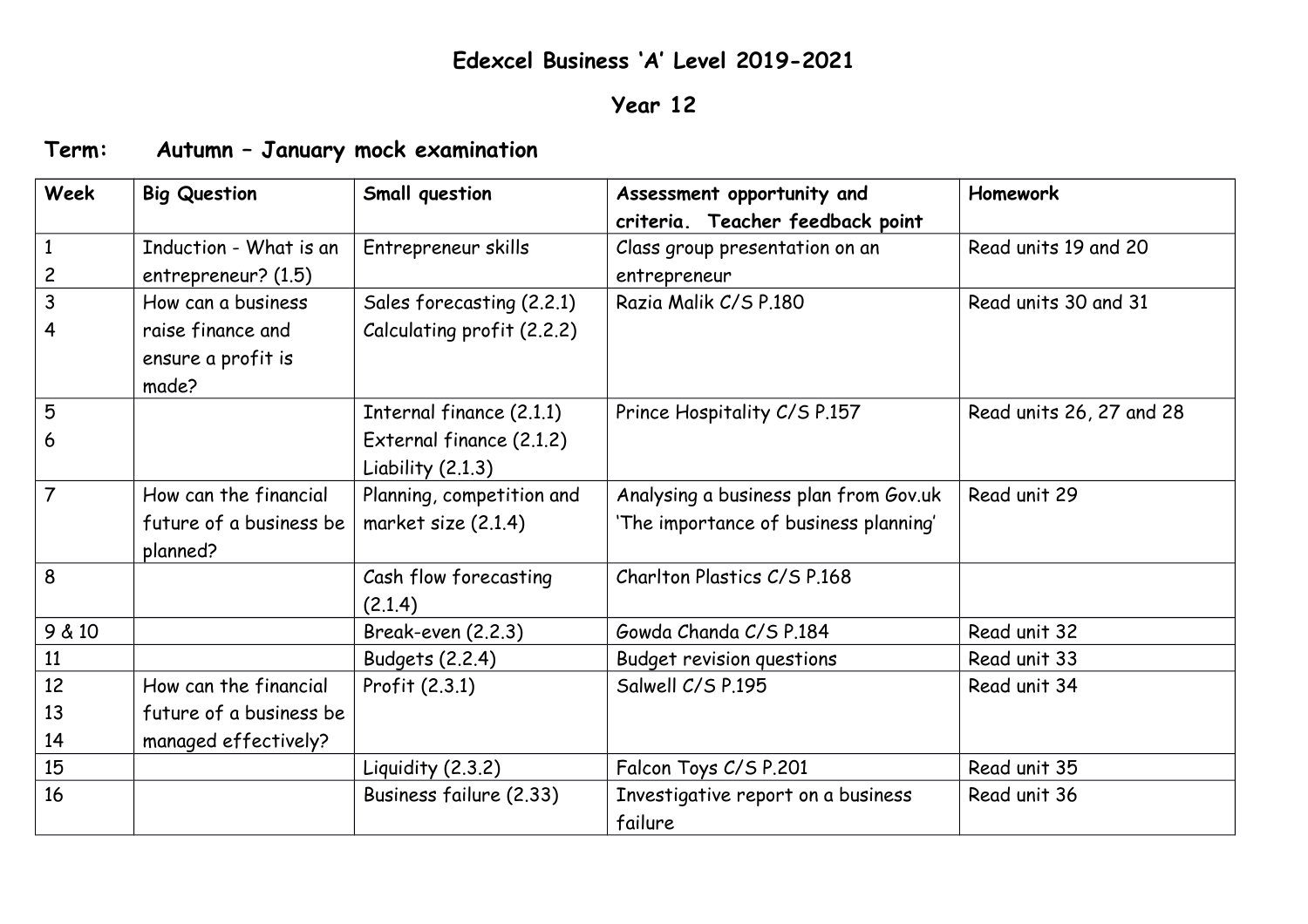# Edexcel Business 'A' Level 2019-2021

## Year 12

### Term: Autumn – January mock examination

| Week | Big Question | Small question | Assessment opportunity and criteria. Teacher feedback point | Homework |
|---|---|---|---|---|
| 1<br>2 | Induction - What is an entrepreneur? (1.5) | Entrepreneur skills | Class group presentation on an entrepreneur | Read units 19 and 20 |
| 3<br>4 | How can a business raise finance and ensure a profit is made? | Sales forecasting (2.2.1)<br>Calculating profit (2.2.2) | Razia Malik C/S P.180 | Read units 30 and 31 |
| 5<br>6 | | Internal finance (2.1.1)<br>External finance (2.1.2)<br>Liability (2.1.3) | Prince Hospitality C/S P.157 | Read units 26, 27 and 28 |
| 7 | How can the financial future of a business be planned? | Planning, competition and market size (2.1.4) | Analysing a business plan from Gov.uk 'The importance of business planning' | Read unit 29 |
| 8 | | Cash flow forecasting (2.1.4) | Charlton Plastics C/S P.168 | |
| 9 & 10 | | Break-even (2.2.3) | Gowda Chanda C/S P.184 | Read unit 32 |
| 11 | | Budgets (2.2.4) | Budget revision questions | Read unit 33 |
| 12<br>13<br>14 | How can the financial future of a business be managed effectively? | Profit (2.3.1) | Salwell C/S P.195 | Read unit 34 |
| 15 | | Liquidity (2.3.2) | Falcon Toys C/S P.201 | Read unit 35 |
| 16 | | Business failure (2.33) | Investigative report on a business failure | Read unit 36 |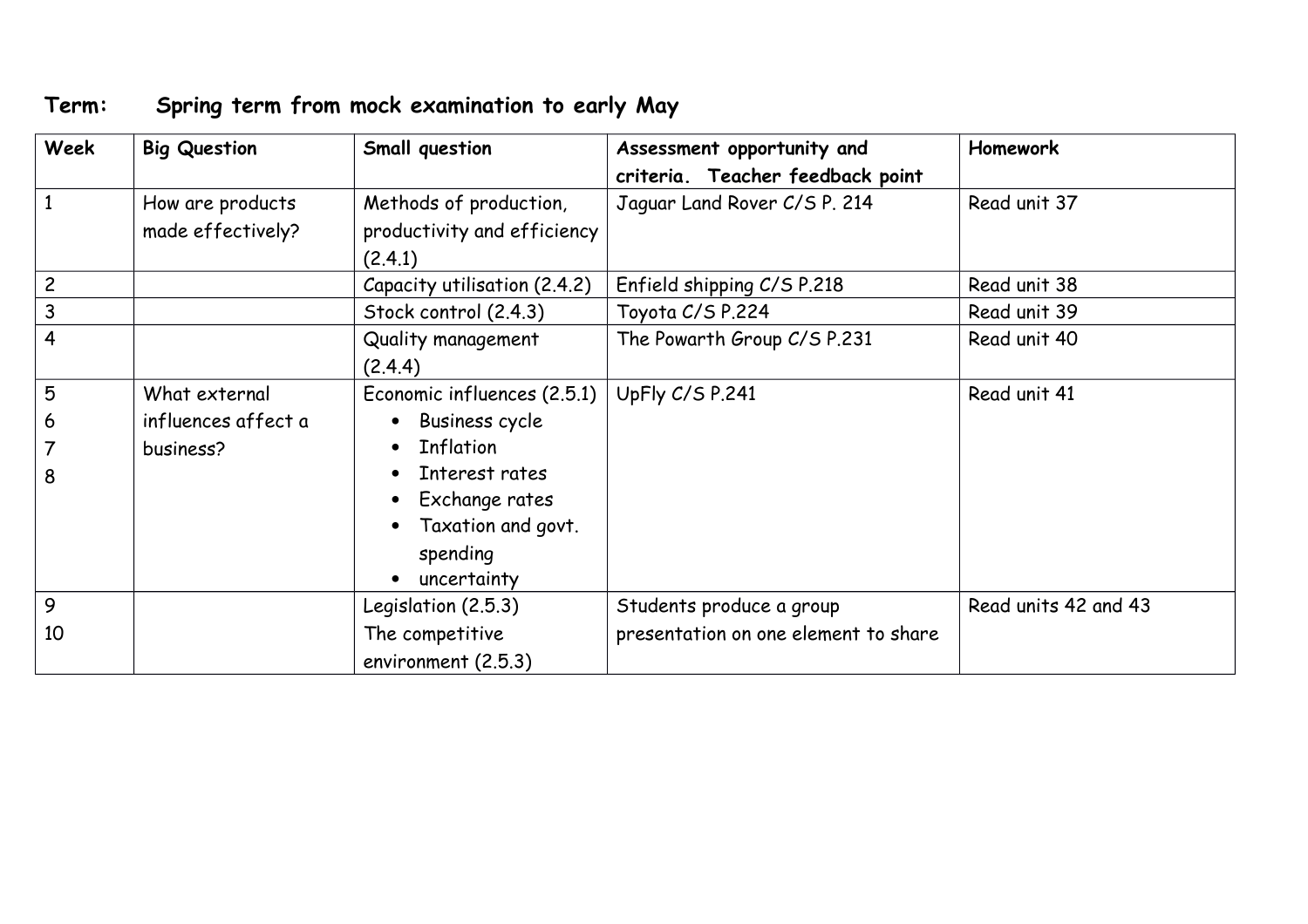**Term: Spring term from mock examination to early May**

| Week | Big Question | Small question | Assessment opportunity and criteria. Teacher feedback point | Homework |
|---|---|---|---|---|
| 1 | How are products made effectively? | Methods of production, productivity and efficiency (2.4.1) | Jaguar Land Rover C/S P. 214 | Read unit 37 |
| 2 | | Capacity utilisation (2.4.2) | Enfield shipping C/S P.218 | Read unit 38 |
| 3 | | Stock control (2.4.3) | Toyota C/S P.224 | Read unit 39 |
| 4 | | Quality management (2.4.4) | The Powarth Group C/S P.231 | Read unit 40 |
| 5<br>6<br>7<br>8 | What external influences affect a business? | Economic influences (2.5.1)<br>• Business cycle<br>• Inflation<br>• Interest rates<br>• Exchange rates<br>• Taxation and govt. spending<br>• uncertainty | UpFly C/S P.241 | Read unit 41 |
| 9<br>10 | | Legislation (2.5.3)<br>The competitive environment (2.5.3) | Students produce a group presentation on one element to share | Read units 42 and 43 |